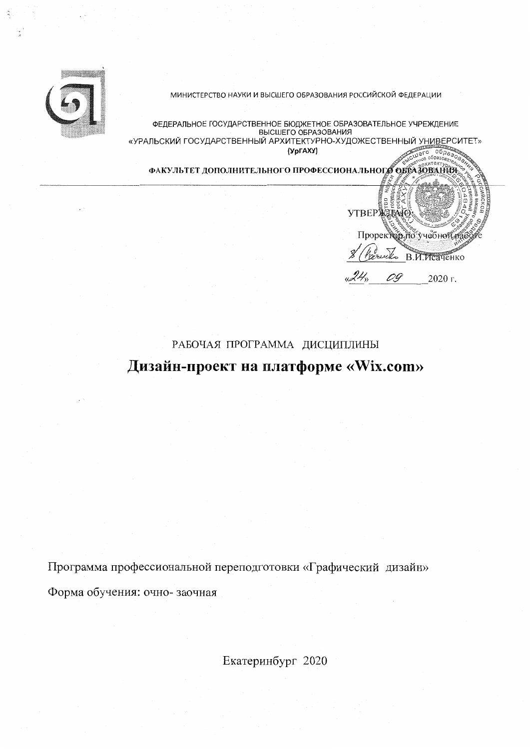МИНИСТЕРСТВО НАУКИ И ВЫСШЕГО ОБРАЗОВАНИЯ РОССИЙСКОЙ ФЕДЕРАЦИИ

ФЕДЕРАЛЬНОЕ ГОСУДАРСТВЕННОЕ БЮДЖЕТНОЕ ОБРАЗОВАТЕЛЬНОЕ УЧРЕЖДЕНИЕ
ВЫСШЕГО ОБРАЗОВАНИЯ
«УРАЛЬСКИЙ ГОСУДАРСТВЕННЫЙ АРХИТЕКТУРНО-ХУДОЖЕСТВЕННЫЙ УНИВЕРСИТЕТ»
(УрГАХУ)

**ФАКУЛЬТЕТ ДОПОЛНИТЕЛЬНОГО ПРОФЕССИОНАЛЬНОГО ОБРАЗОВАНИЯ**

УТВЕРЖДАЮ:

Проректор по учебной работе

В.И.Исаченко

«24» 09 2020 г.

РАБОЧАЯ ПРОГРАММА ДИСЦИПЛИНЫ

# Дизайн-проект на платформе «Wix.com»

Программа профессиональной переподготовки «Графический дизайн»

Форма обучения: очно- заочная

Екатеринбург 2020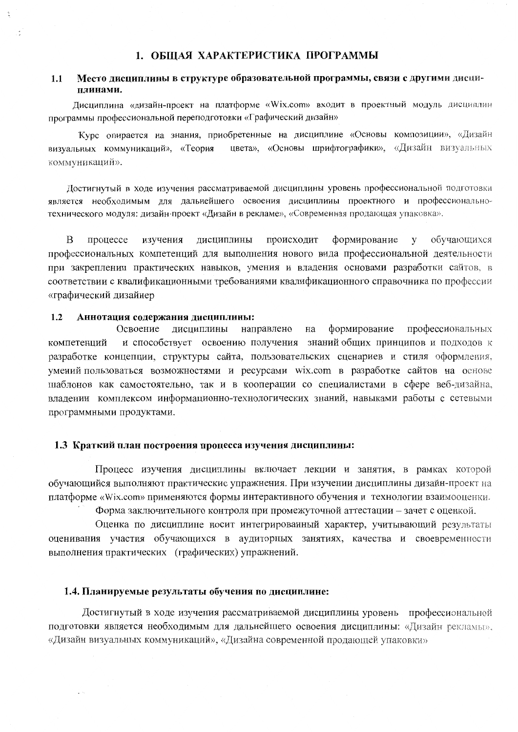# 1. ОБЩАЯ ХАРАКТЕРИСТИКА ПРОГРАММЫ

## 1.1 Место дисциплины в структуре образовательной программы, связи с другими дисциплинами.

Дисциплина «дизайн-проект на платформе «Wix.com» входит в проектный модуль дисциплин программы профессиональной переподготовки «Графический дизайн»

Курс опирается на знания, приобретенные на дисциплине «Основы композиции», «Дизайн визуальных коммуникаций», «Теория цвета», «Основы шрифтографики», «Дизайн визуальных коммуникаций».

Достигнутый в ходе изучения рассматриваемой дисциплины уровень профессиональной подготовки является необходимым для дальнейшего освоения дисциплины проектного и профессионально-технического модуля: дизайн-проект «Дизайн в рекламе», «Современная продающая упаковка».

В процессе изучения дисциплины происходит формирование у обучающихся профессиональных компетенций для выполнения нового вида профессиональной деятельности при закреплении практических навыков, умения и владения основами разработки сайтов, в соответствии с квалификационными требованиями квалификационного справочника по профессии «графический дизайнер

## 1.2 Аннотация содержания дисциплины:

Освоение дисциплины направлено на формирование профессиональных компетенций и способствует освоению получения знаний общих принципов и подходов к разработке концепции, структуры сайта, пользовательских сценариев и стиля оформления, умений пользоваться возможностями и ресурсами wix.com в разработке сайтов на основе шаблонов как самостоятельно, так и в кооперации со специалистами в сфере веб-дизайна, владении комплексом информационно-технологических знаний, навыками работы с сетевыми программными продуктами.

## 1.3 Краткий план построения процесса изучения дисциплины:

Процесс изучения дисциплины включает лекции и занятия, в рамках которой обучающийся выполняют практические упражнения. При изучении дисциплины дизайн-проект на платформе «Wix.com» применяются формы интерактивного обучения и технологии взаимооценки.

Форма заключительного контроля при промежуточной аттестации – зачет с оценкой.

Оценка по дисциплине носит интегрированный характер, учитывающий результаты оценивания участия обучающихся в аудиторных занятиях, качества и своевременности выполнения практических (графических) упражнений.

## 1.4. Планируемые результаты обучения по дисциплине:

Достигнутый в ходе изучения рассматриваемой дисциплины уровень профессиональной подготовки является необходимым для дальнейшего освоения дисциплины: «Дизайн рекламы», «Дизайн визуальных коммуникаций», «Дизайна современной продающей упаковки»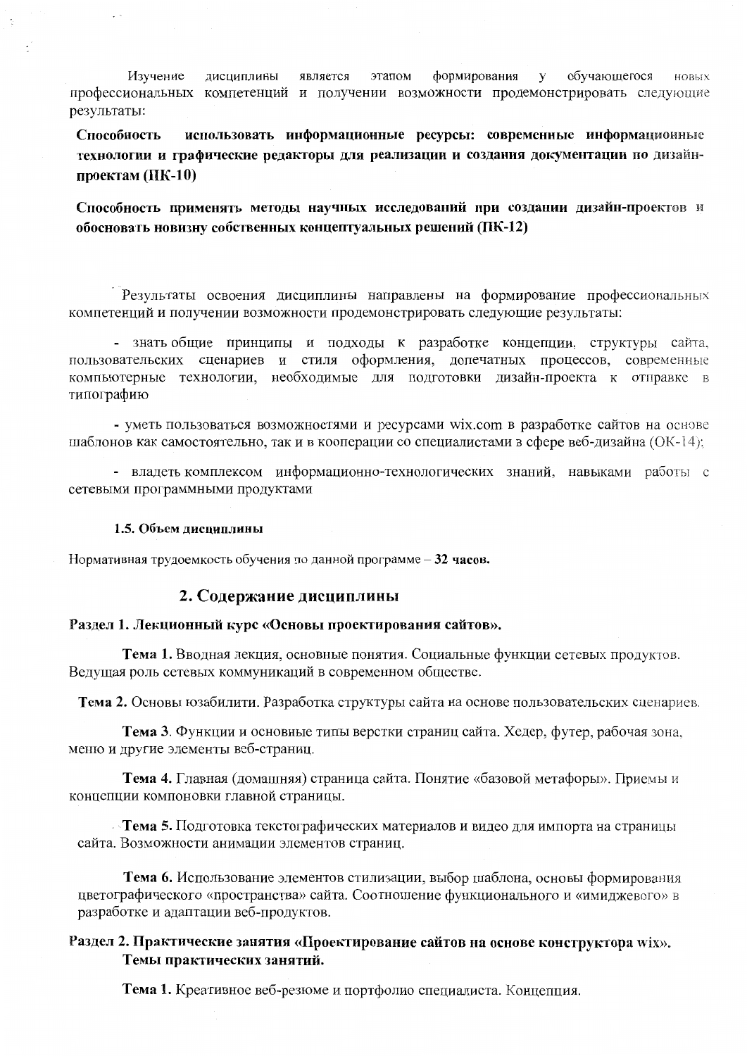Изучение дисциплины является этапом формирования у обучающегося новых профессиональных компетенций и получении возможности продемонстрировать следующие результаты:

**Способность использовать информационные ресурсы: современные информационные технологии и графические редакторы для реализации и создания документации по дизайн-проектам (ПК-10)**

**Способность применять методы научных исследований при создании дизайн-проектов и обосновать новизну собственных концептуальных решений (ПК-12)**

Результаты освоения дисциплины направлены на формирование профессиональных компетенций и получении возможности продемонстрировать следующие результаты:

- знать общие принципы и подходы к разработке концепции, структуры сайта, пользовательских сценариев и стиля оформления, допечатных процессов, современные компьютерные технологии, необходимые для подготовки дизайн-проекта к отправке в типографию

- уметь пользоваться возможностями и ресурсами wix.com в разработке сайтов на основе шаблонов как самостоятельно, так и в кооперации со специалистами в сфере веб-дизайна (ОК-14);

- владеть комплексом информационно-технологических знаний, навыками работы с сетевыми программными продуктами

#### 1.5. Объем дисциплины

Нормативная трудоемкость обучения по данной программе – **32 часов.**

## 2. Содержание дисциплины

### Раздел 1. Лекционный курс «Основы проектирования сайтов».

**Тема 1.** Вводная лекция, основные понятия. Социальные функции сетевых продуктов. Ведущая роль сетевых коммуникаций в современном обществе.

**Тема 2.** Основы юзабилити. Разработка структуры сайта на основе пользовательских сценариев.

**Тема 3**. Функции и основные типы верстки страниц сайта. Хедер, футер, рабочая зона, меню и другие элементы веб-страниц.

**Тема 4.** Главная (домашняя) страница сайта. Понятие «базовой метафоры». Приемы и концепции компоновки главной страницы.

**Тема 5.** Подготовка текстографических материалов и видео для импорта на страницы сайта. Возможности анимации элементов страниц.

**Тема 6.** Использование элементов стилизации, выбор шаблона, основы формирования цветографического «пространства» сайта. Соотношение функционального и «имиджевого» в разработке и адаптации веб-продуктов.

### Раздел 2. Практические занятия «Проектирование сайтов на основе конструктора wix». Темы практических занятий.

**Тема 1.** Креативное веб-резюме и портфолио специалиста. Концепция.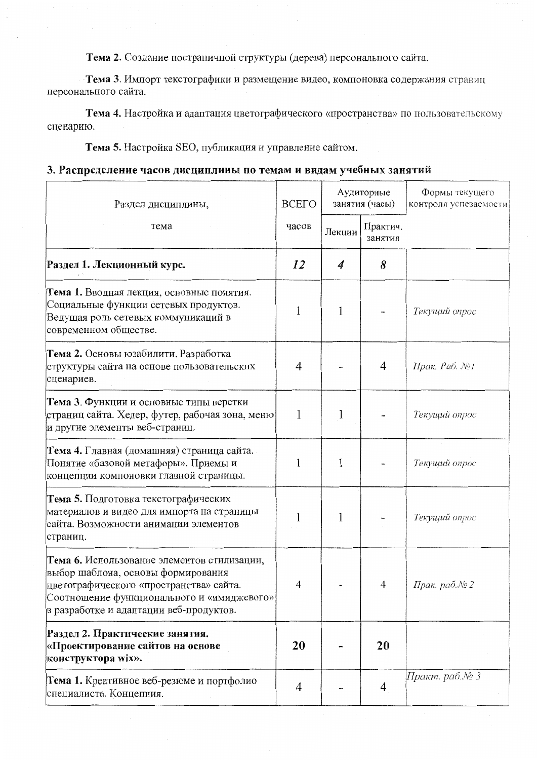**Тема 2.** Создание постраничной структуры (дерева) персонального сайта.

**Тема 3**. Импорт текстографики и размещение видео, компоновка содержания страниц персонального сайта.

**Тема 4.** Настройка и адаптация цветографического «пространства» по пользовательскому сценарию.

**Тема 5.** Настройка SEO, публикация и управление сайтом.

## 3. Распределение часов дисциплины по темам и видам учебных занятий

| Раздел дисциплины, тема | ВСЕГО часов | Аудиторные занятия (часы) | | Формы текущего контроля успеваемости |
|---|---|---|---|---|
| | | Лекции | Практич. занятия | |
| **Раздел 1. Лекционный курс.** | ***12*** | ***4*** | ***8*** | |
| **Тема 1.** Вводная лекция, основные понятия. Социальные функции сетевых продуктов. Ведущая роль сетевых коммуникаций в современном обществе. | 1 | 1 | - | *Текущий опрос* |
| **Тема 2.** Основы юзабилити. Разработка структуры сайта на основе пользовательских сценариев. | 4 | - | 4 | *Прак. Раб. №1* |
| **Тема 3**. Функции и основные типы верстки страниц сайта. Хедер, футер, рабочая зона, меню и другие элементы веб-страниц. | 1 | 1 | - | *Текущий опрос* |
| **Тема 4.** Главная (домашняя) страница сайта. Понятие «базовой метафоры». Приемы и концепции компоновки главной страницы. | 1 | 1 | - | *Текущий опрос* |
| **Тема 5.** Подготовка текстографических материалов и видео для импорта на страницы сайта. Возможности анимации элементов страниц. | 1 | 1 | - | *Текущий опрос* |
| **Тема 6.** Использование элементов стилизации, выбор шаблона, основы формирования цветографического «пространства» сайта. Соотношение функционального и «имиджевого» в разработке и адаптации веб-продуктов. | 4 | - | 4 | *Прак. раб.№ 2* |
| **Раздел 2. Практические занятия. «Проектирование сайтов на основе конструктора wix».** | **20** | **-** | **20** | |
| **Тема 1.** Креативное веб-резюме и портфолио специалиста. Концепция. | 4 | - | 4 | *Практ. раб.№ 3* |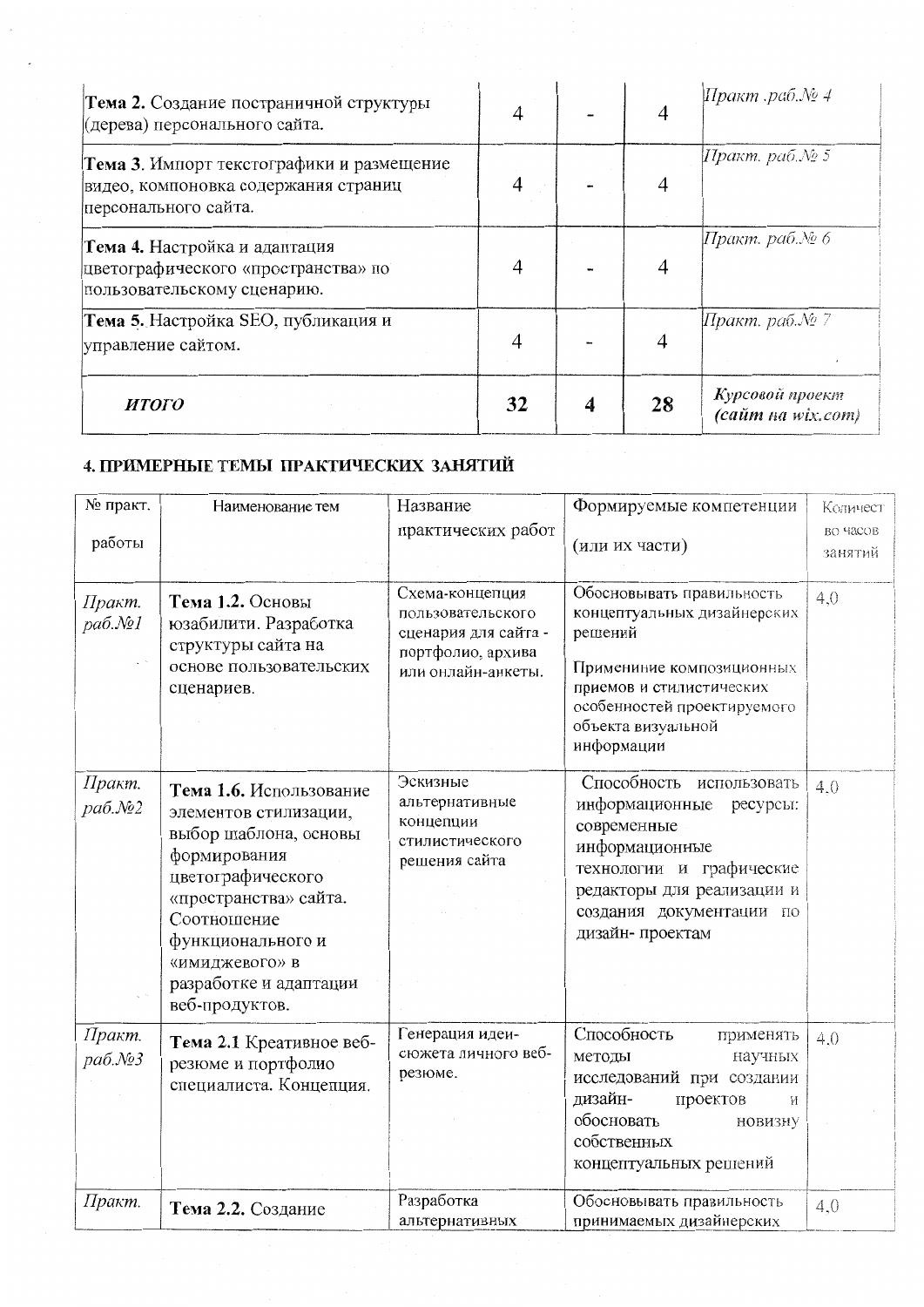| | | | | |
|---|---|---|---|---|
| **Тема 2.** Создание постраничной структуры (дерева) персонального сайта. | 4 | - | 4 | *Практ .раб.№ 4* |
| **Тема 3**. Импорт текстографики и размещение видео, компоновка содержания страниц персонального сайта. | 4 | - | 4 | *Практ. раб.№ 5* |
| **Тема 4.** Настройка и адаптация цветографического «пространства» по пользовательскому сценарию. | 4 | - | 4 | *Практ. раб.№ 6* |
| **Тема 5.** Настройка SEO, публикация и управление сайтом. | 4 | - | 4 | *Практ. раб.№ 7* |
| ***ИТОГО*** | **32** | **4** | **28** | ***Курсовой проект (сайт на wix.com)*** |

## 4. ПРИМЕРНЫЕ ТЕМЫ ПРАКТИЧЕСКИХ ЗАНЯТИЙ

| № практ. работы | Наименование тем | Название практических работ | Формируемые компетенции (или их части) | Количество часов занятий |
|---|---|---|---|---|
| *Практ. раб.№1* | **Тема 1.2.** Основы юзабилити. Разработка структуры сайта на основе пользовательских сценариев. | Схема-концепция пользовательского сценария для сайта - портфолио, архива или онлайн-анкеты. | Обосновывать правильность концептуальных дизайнерских решений<br><br>Примениние композиционных приемов и стилистических особенностей проектируемого объекта визуальной информации | 4,0 |
| *Практ. раб.№2* | **Тема 1.6.** Использование элементов стилизации, выбор шаблона, основы формирования цветографического «пространства» сайта. Соотношение функционального и «имиджевого» в разработке и адаптации веб-продуктов. | Эскизные альтернативные концепции стилистического решения сайта | Способность использовать информационные ресурсы: современные информационные технологии и графические редакторы для реализации и создания документации по дизайн- проектам | 4,0 |
| *Практ. раб.№3* | **Тема 2.1** Креативное веб-резюме и портфолио специалиста. Концепция. | Генерация идеи-сюжета личного веб-резюме. | Способность применять методы научных исследований при создании дизайн- проектов и обосновать новизну собственных концептуальных решений | 4,0 |
| *Практ.* | **Тема 2.2.** Создание | Разработка альтернативных | Обосновывать правильность принимаемых дизайнерских | 4,0 |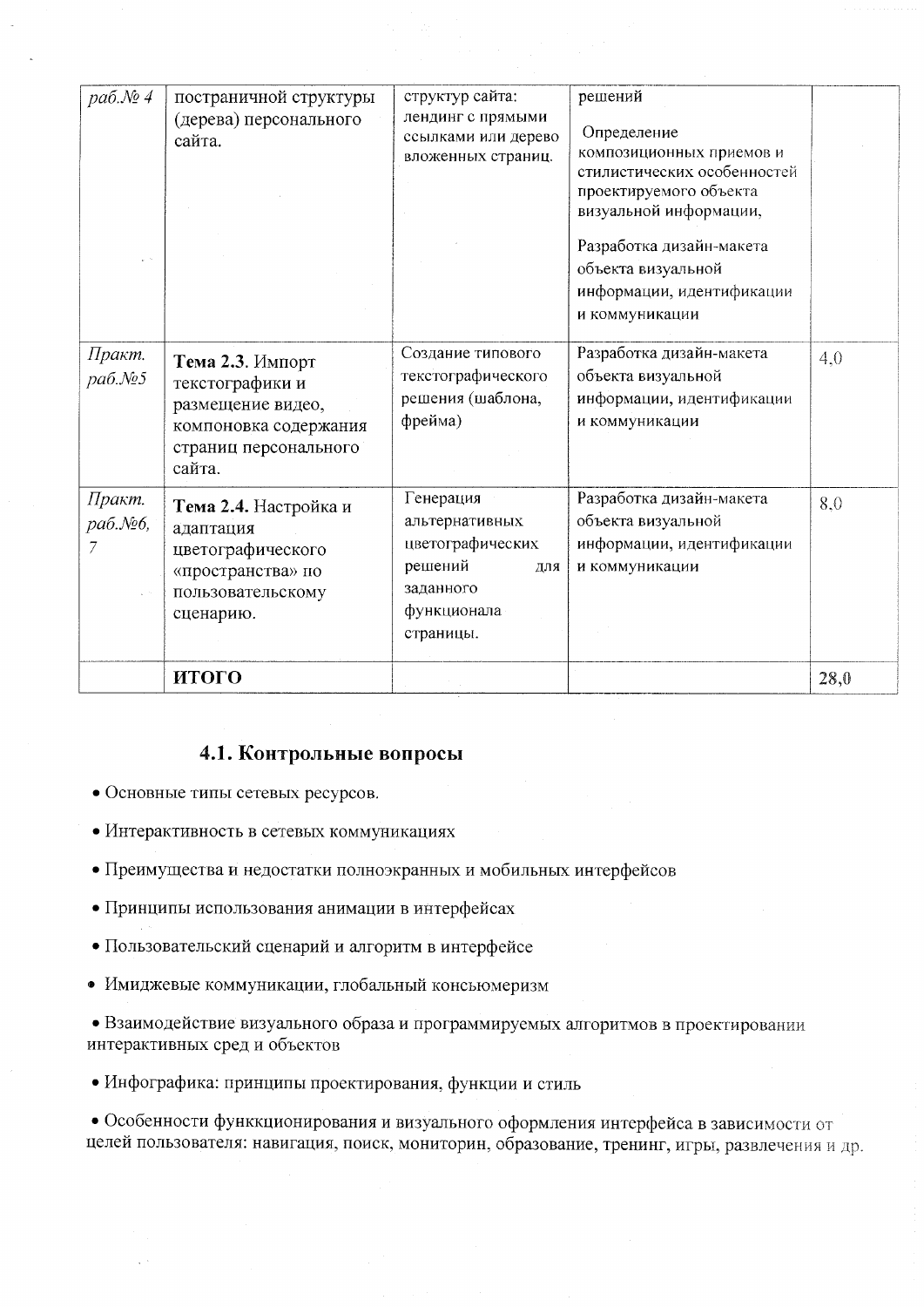| | | | | |
|---|---|---|---|---|
| *раб.№ 4* | постраничной структуры (дерева) персонального сайта. | структур сайта: лендинг с прямыми ссылками или дерево вложенных страниц. | решений<br><br>Определение композиционных приемов и стилистических особенностей проектируемого объекта визуальной информации,<br><br>Разработка дизайн-макета объекта визуальной информации, идентификации и коммуникации | |
| *Практ. раб.№5* | **Тема 2.3.** Импорт текстографики и размещение видео, компоновка содержания страниц персонального сайта. | Создание типового текстографического решения (шаблона, фрейма) | Разработка дизайн-макета объекта визуальной информации, идентификации и коммуникации | 4,0 |
| *Практ. раб.№6, 7* | **Тема 2.4.** Настройка и адаптация цветографического «пространства» по пользовательскому сценарию. | Генерация альтернативных цветографических решений для заданного функционала страницы. | Разработка дизайн-макета объекта визуальной информации, идентификации и коммуникации | 8,0 |
| | **ИТОГО** | | | **28,0** |

## 4.1. Контрольные вопросы

- Основные типы сетевых ресурсов.
- Интерактивность в сетевых коммуникациях
- Преимущества и недостатки полноэкранных и мобильных интерфейсов
- Принципы использования анимации в интерфейсах
- Пользовательский сценарий и алгоритм в интерфейсе
- Имиджевые коммуникации, глобальный консьюмеризм
- Взаимодействие визуального образа и программируемых алгоритмов в проектировании интерактивных сред и объектов
- Инфографика: принципы проектирования, функции и стиль
- Особенности функкционирования и визуального оформления интерфейса в зависимости от целей пользователя: навигация, поиск, мониторин, образование, тренинг, игры, развлечения и др.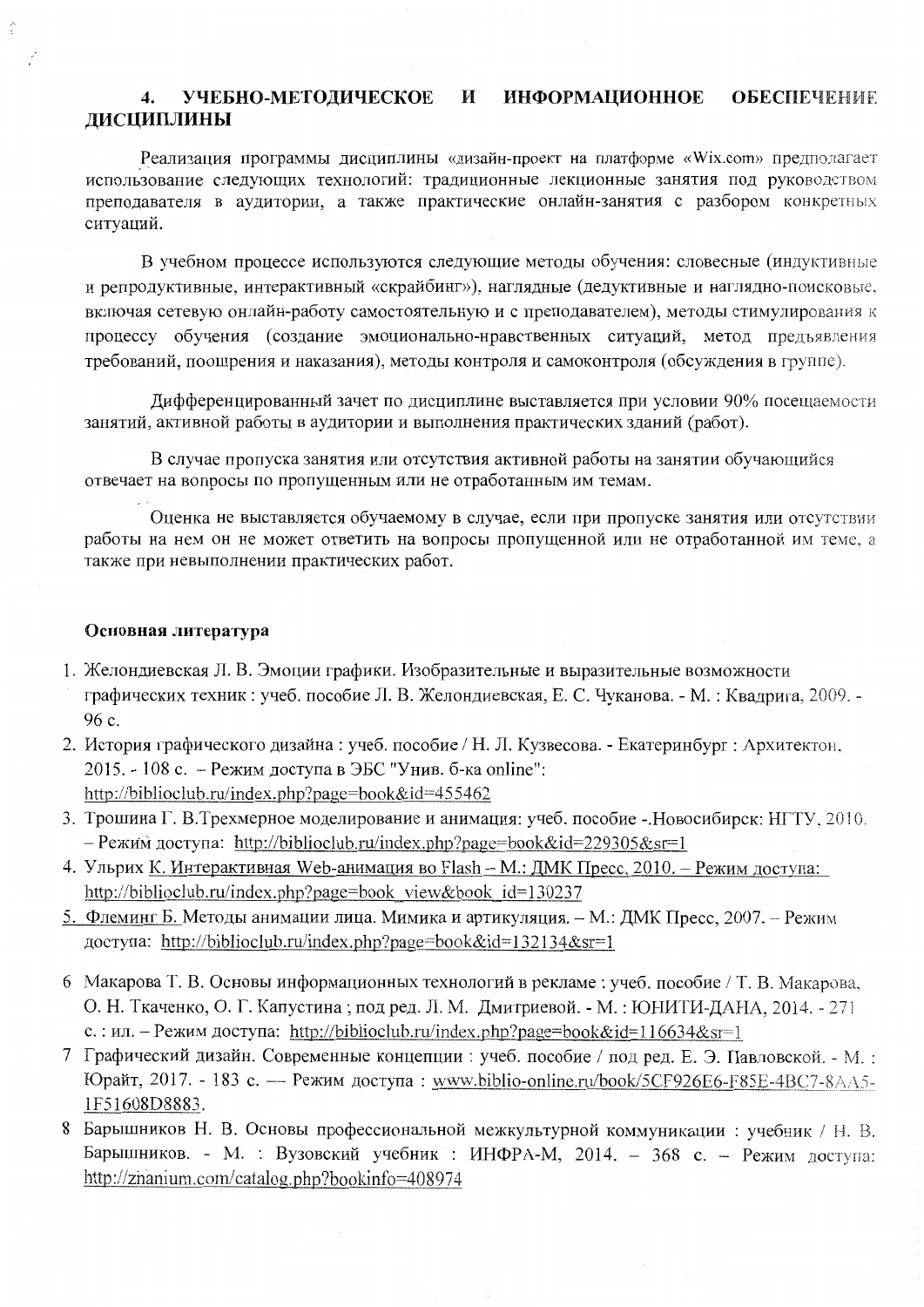## 4. УЧЕБНО-МЕТОДИЧЕСКОЕ И ИНФОРМАЦИОННОЕ ОБЕСПЕЧЕНИЕ ДИСЦИПЛИНЫ

Реализация программы дисциплины «дизайн-проект на платформе «Wix.com» предполагает использование следующих технологий: традиционные лекционные занятия под руководством преподавателя в аудитории, а также практические онлайн-занятия с разбором конкретных ситуаций.

В учебном процессе используются следующие методы обучения: словесные (индуктивные и репродуктивные, интерактивный «скрайбинг»), наглядные (дедуктивные и наглядно-поисковые, включая сетевую онлайн-работу самостоятельную и с преподавателем), методы стимулирования к процессу обучения (создание эмоционально-нравственных ситуаций, метод предъявления требований, поощрения и наказания), методы контроля и самоконтроля (обсуждения в группе).

Дифференцированный зачет по дисциплине выставляется при условии 90% посещаемости занятий, активной работы в аудитории и выполнения практических зданий (работ).

В случае пропуска занятия или отсутствия активной работы на занятии обучающийся отвечает на вопросы по пропущенным или не отработанным им темам.

Оценка не выставляется обучаемому в случае, если при пропуске занятия или отсутствии работы на нем он не может ответить на вопросы пропущенной или не отработанной им теме, а также при невыполнении практических работ.

**Основная литература**

1. Желондиевская Л. В. Эмоции графики. Изобразительные и выразительные возможности графических техник : учеб. пособие Л. В. Желондиевская, Е. С. Чуканова. - М. : Квадрига, 2009. - 96 с.
2. История графического дизайна : учеб. пособие / Н. Л. Кузвесова. - Екатеринбург : Архитектон, 2015. - 108 с. – Режим доступа в ЭБС "Унив. б-ка online": http://biblioclub.ru/index.php?page=book&id=455462
3. Трошина Г. В.Трехмерное моделирование и анимация: учеб. пособие -.Новосибирск: НГТУ, 2010. – Режим доступа: http://biblioclub.ru/index.php?page=book&id=229305&sr=1
4. Ульрих К. Интерактивная Web-анимация во Flash – М.: ДМК Пресс, 2010. – Режим доступа: http://biblioclub.ru/index.php?page=book_view&book_id=130237
5. Флеминг Б. Методы анимации лица. Мимика и артикуляция. – М.: ДМК Пресс, 2007. – Режим доступа: http://biblioclub.ru/index.php?page=book&id=132134&sr=1
6. Макарова Т. В. Основы информационных технологий в рекламе : учеб. пособие / Т. В. Макарова, О. Н. Ткаченко, О. Г. Капустина ; под ред. Л. М. Дмитриевой. - М. : ЮНИТИ-ДАНА, 2014. - 271 с. : ил. – Режим доступа: http://biblioclub.ru/index.php?page=book&id=116634&sr=1
7. Графический дизайн. Современные концепции : учеб. пособие / под ред. Е. Э. Павловской. - М. : Юрайт, 2017. - 183 с. — Режим доступа : www.biblio-online.ru/book/5CF926E6-F85E-4BC7-8AA5-1F51608D8883.
8. Барышников Н. В. Основы профессиональной межкультурной коммуникации : учебник / Н. В. Барышников. - М. : Вузовский учебник : ИНФРА-М, 2014. – 368 с. – Режим доступа: http://znanium.com/catalog.php?bookinfo=408974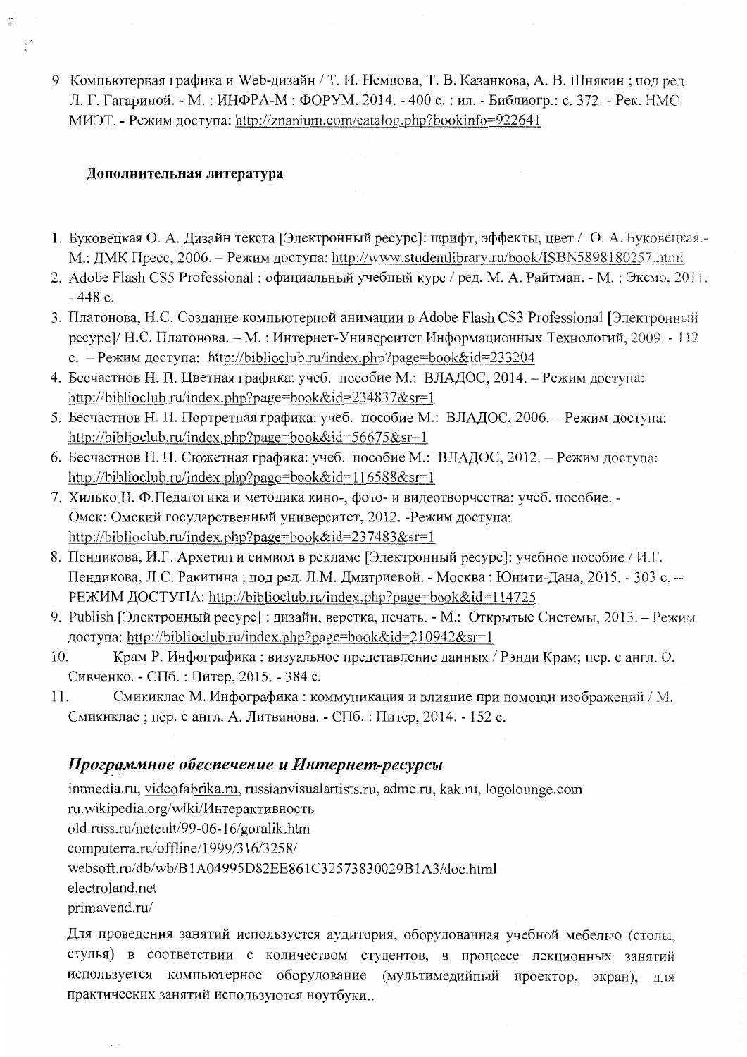9 Компьютерная графика и Web-дизайн / Т. И. Немцова, Т. В. Казанкова, А. В. Шнякин ; под ред. Л. Г. Гагариной. - М. : ИНФРА-М : ФОРУМ, 2014. - 400 с. : ил. - Библиогр.: с. 372. - Рек. НМС МИЭТ. - Режим доступа: http://znanium.com/catalog.php?bookinfo=922641

**Дополнительная литература**

1. Буковецкая О. А. Дизайн текста [Электронный ресурс]: шрифт, эффекты, цвет / О. А. Буковецкая.- М.: ДМК Пресс, 2006. – Режим доступа: http://www.studentlibrary.ru/book/ISBN5898180257.html
2. Adobe Flash CS5 Professional : официальный учебный курс / ред. М. А. Райтман. - М. : Эксмо, 2011. - 448 с.
3. Платонова, Н.С. Создание компьютерной анимации в Adobe Flash CS3 Professional [Электронный ресурс]/ Н.С. Платонова. – М. : Интернет-Университет Информационных Технологий, 2009. - 112 с. – Режим доступа: http://biblioclub.ru/index.php?page=book&id=233204
4. Бесчастнов Н. П. Цветная графика: учеб. пособие М.: ВЛАДОС, 2014. – Режим доступа: http://biblioclub.ru/index.php?page=book&id=234837&sr=1
5. Бесчастнов Н. П. Портретная графика: учеб. пособие М.: ВЛАДОС, 2006. – Режим доступа: http://biblioclub.ru/index.php?page=book&id=56675&sr=1
6. Бесчастнов Н. П. Сюжетная графика: учеб. пособие М.: ВЛАДОС, 2012. – Режим доступа: http://biblioclub.ru/index.php?page=book&id=116588&sr=1
7. Хилько Н. Ф.Педагогика и методика кино-, фото- и видеотворчества: учеб. пособие. - Омск: Омский государственный университет, 2012. -Режим доступа: http://biblioclub.ru/index.php?page=book&id=237483&sr=1
8. Пендикова, И.Г. Архетип и символ в рекламе [Электронный ресурс]: учебное пособие / И.Г. Пендикова, Л.С. Ракитина ; под ред. Л.М. Дмитриевой. - Москва : Юнити-Дана, 2015. - 303 с. -- РЕЖИМ ДОСТУПА: http://biblioclub.ru/index.php?page=book&id=114725
9. Publish [Электронный ресурс] : дизайн, верстка, печать. - М.: Открытые Системы, 2013. – Режим доступа: http://biblioclub.ru/index.php?page=book&id=210942&sr=1
10. Крам Р. Инфографика : визуальное представление данных / Рэнди Крам; пер. с англ. О. Сивченко. - СПб. : Питер, 2015. - 384 с.
11. Смикиклас М. Инфографика : коммуникация и влияние при помощи изображений / М. Смикиклас ; пер. с англ. А. Литвинова. - СПб. : Питер, 2014. - 152 с.

## ***Программное обеспечение и Интернет-ресурсы***

intmedia.ru, videofabrika.ru, russianvisualartists.ru, adme.ru, kak.ru, logolounge.com
ru.wikipedia.org/wiki/Интерактивность
old.russ.ru/netcult/99-06-16/goralik.htm
computerra.ru/offline/1999/316/3258/
websoft.ru/db/wb/B1A04995D82EE861C32573830029B1A3/doc.html
electroland.net
primavend.ru/

Для проведения занятий используется аудитория, оборудованная учебной мебелью (столы, стулья) в соответствии с количеством студентов, в процессе лекционных занятий используется компьютерное оборудование (мультимедийный проектор, экран), для практических занятий используются ноутбуки..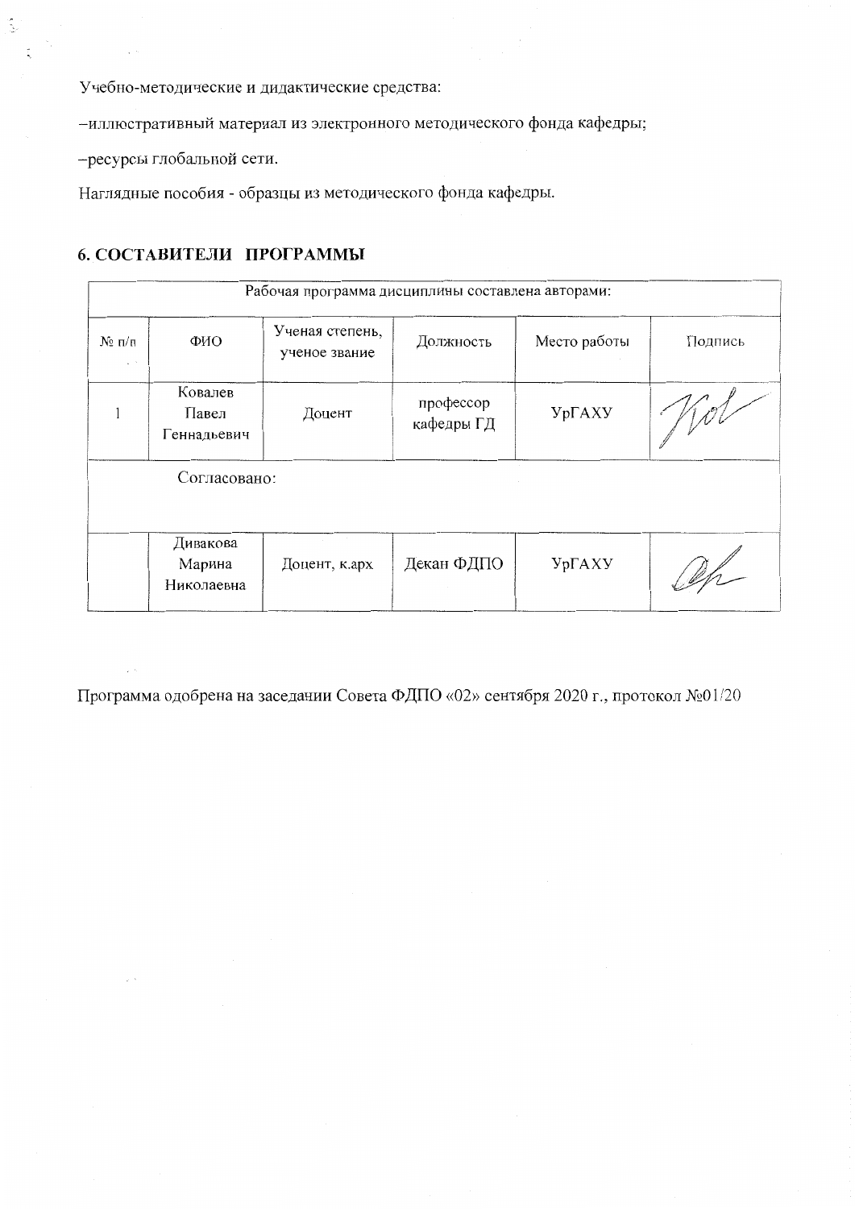Учебно-методические и дидактические средства:

–иллюстративный материал из электронного методического фонда кафедры;

–ресурсы глобальной сети.

Наглядные пособия - образцы из методического фонда кафедры.

## 6. СОСТАВИТЕЛИ ПРОГРАММЫ

| Рабочая программа дисциплины составлена авторами: | | | | | |
|---|---|---|---|---|---|
| № п/п | ФИО | Ученая степень, ученое звание | Должность | Место работы | Подпись |
| 1 | Ковалев Павел Геннадьевич | Доцент | профессор кафедры ГД | УрГАХУ | |
| | Согласовано: | | | | |
| | Дивакова Марина Николаевна | Доцент, к.арх | Декан ФДПО | УрГАХУ | |

Программа одобрена на заседании Совета ФДПО «02» сентября 2020 г., протокол №01/20